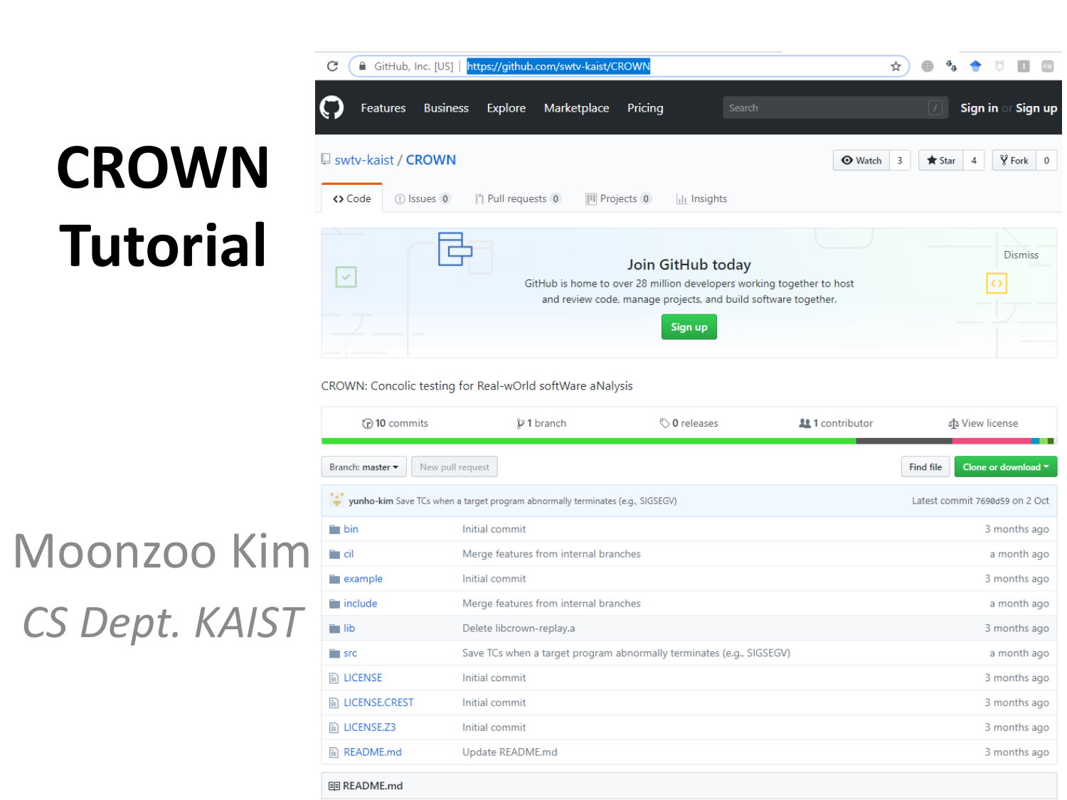# CROWN Tutorial

Moonzoo Kim

*CS Dept. KAIST*

https://github.com/swtv-kaist/CROWN

swtv-kaist / CROWN

CROWN: Concolic testing for Real-wOrld softWare aNalysis

10 commits | 1 branch | 0 releases | 1 contributor | View license

yunho-kim Save TCs when a target program abnormally terminates (e.g., SIGSEGV) — Latest commit 7690d59 on 2 Oct

| | | |
|---|---|---|
| bin | Initial commit | 3 months ago |
| cil | Merge features from internal branches | a month ago |
| example | Initial commit | 3 months ago |
| include | Merge features from internal branches | a month ago |
| lib | Delete libcrown-replay.a | 3 months ago |
| src | Save TCs when a target program abnormally terminates (e.g., SIGSEGV) | a month ago |
| LICENSE | Initial commit | 3 months ago |
| LICENSE.CREST | Initial commit | 3 months ago |
| LICENSE.Z3 | Initial commit | 3 months ago |
| README.md | Update README.md | 3 months ago |

README.md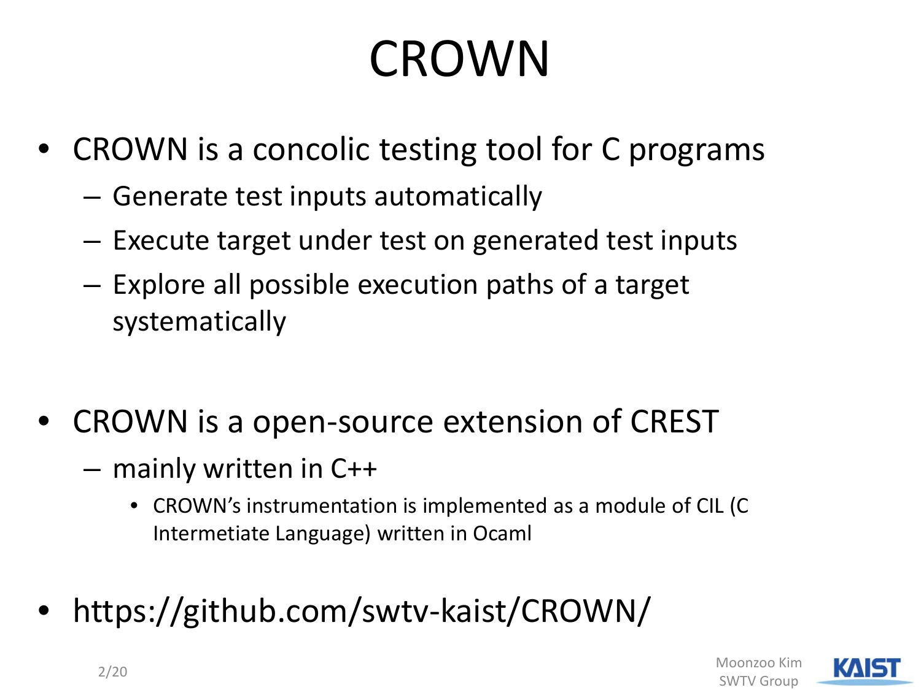# CROWN

- CROWN is a concolic testing tool for C programs
  - Generate test inputs automatically
  - Execute target under test on generated test inputs
  - Explore all possible execution paths of a target systematically

- CROWN is a open-source extension of CREST
  - mainly written in C++
    - CROWN's instrumentation is implemented as a module of CIL (C Intermetiate Language) written in Ocaml

- https://github.com/swtv-kaist/CROWN/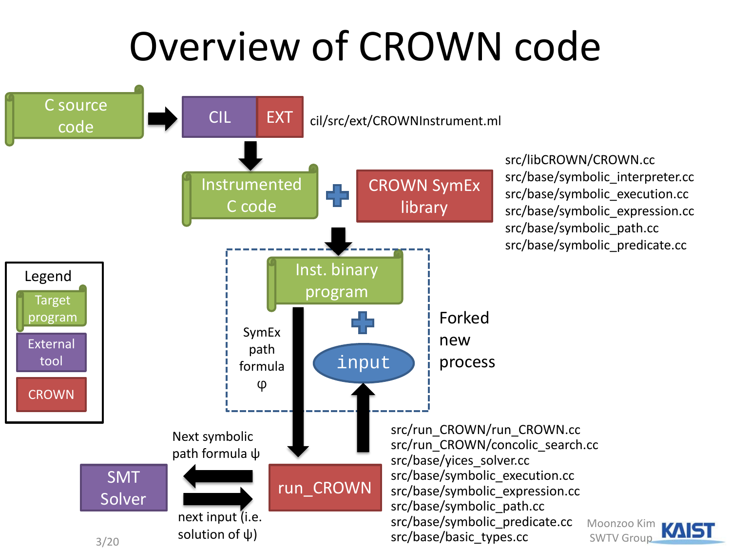# Overview of CROWN code

C source code → CIL | EXT — cil/src/ext/CROWNInstrument.ml

Instrumented C code + CROWN SymEx library

- src/libCROWN/CROWN.cc
- src/base/symbolic_interpreter.cc
- src/base/symbolic_execution.cc
- src/base/symbolic_expression.cc
- src/base/symbolic_path.cc
- src/base/symbolic_predicate.cc

Inst. binary program + input — Forked new process

SymEx path formula φ

Legend:

- Target program
- External tool
- CROWN

SMT Solver ← Next symbolic path formula ψ ← run_CROWN

SMT Solver → next input (i.e. solution of ψ) → run_CROWN

run_CROWN:

- src/run_CROWN/run_CROWN.cc
- src/run_CROWN/concolic_search.cc
- src/base/yices_solver.cc
- src/base/symbolic_execution.cc
- src/base/symbolic_expression.cc
- src/base/symbolic_path.cc
- src/base/symbolic_predicate.cc
- src/base/basic_types.cc

Moonzoo Kim SWTV Group KAIST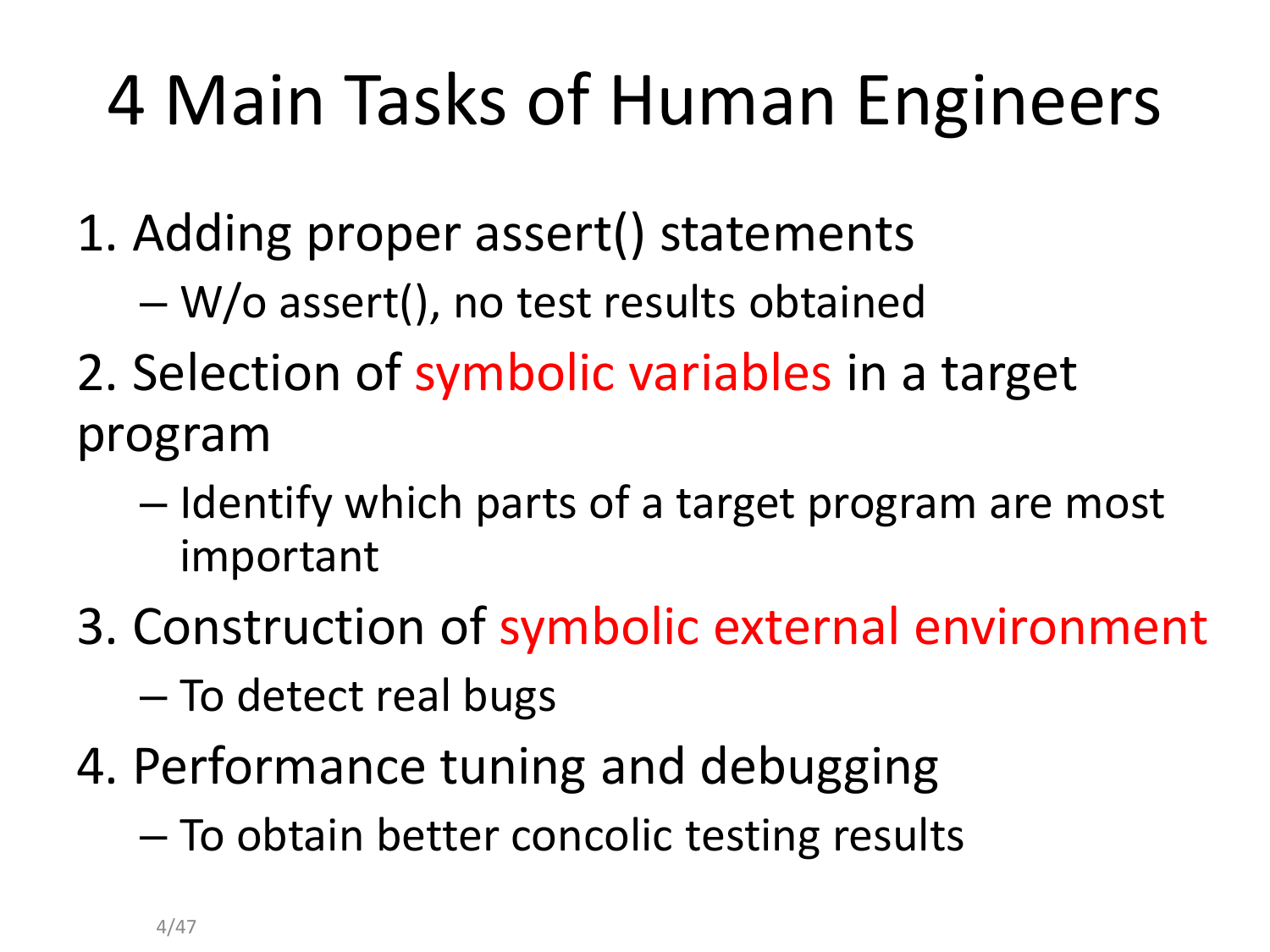# 4 Main Tasks of Human Engineers

1. Adding proper assert() statements
   - W/o assert(), no test results obtained
2. Selection of symbolic variables in a target program
   - Identify which parts of a target program are most important
3. Construction of symbolic external environment
   - To detect real bugs
4. Performance tuning and debugging
   - To obtain better concolic testing results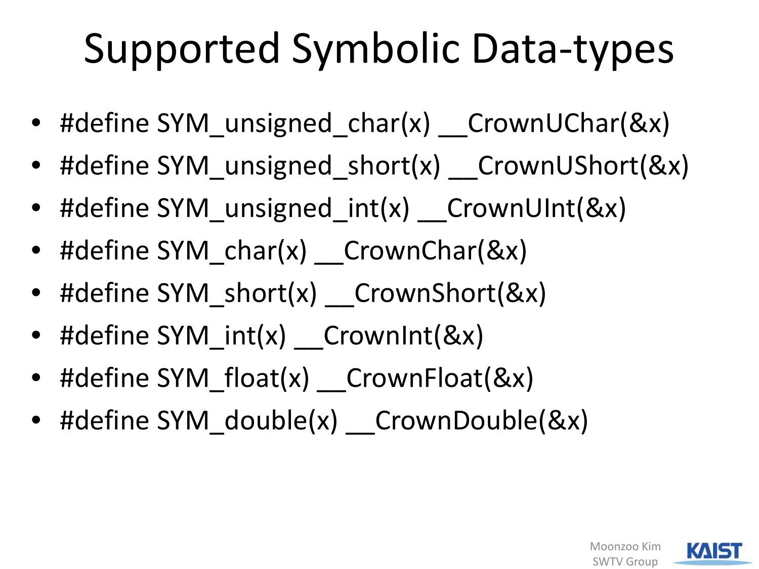# Supported Symbolic Data-types

- #define SYM_unsigned_char(x) __CrownUChar(&x)
- #define SYM_unsigned_short(x) __CrownUShort(&x)
- #define SYM_unsigned_int(x) __CrownUInt(&x)
- #define SYM_char(x) __CrownChar(&x)
- #define SYM_short(x) __CrownShort(&x)
- #define SYM_int(x) __CrownInt(&x)
- #define SYM_float(x) __CrownFloat(&x)
- #define SYM_double(x) __CrownDouble(&x)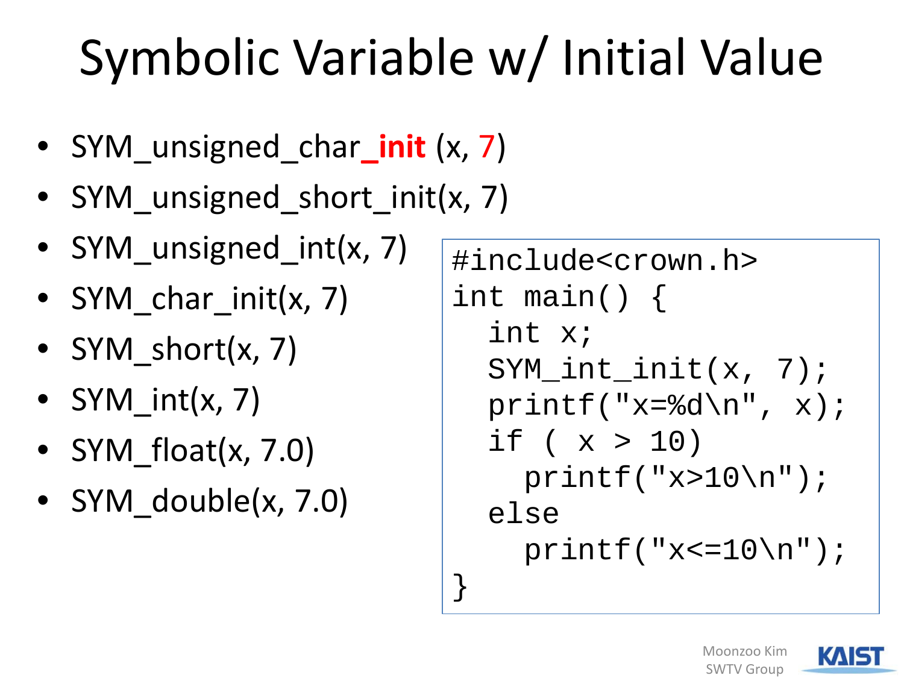# Symbolic Variable w/ Initial Value

- SYM_unsigned_char_**init** (x, 7)
- SYM_unsigned_short_init(x, 7)
- SYM_unsigned_int(x, 7)
- SYM_char_init(x, 7)
- SYM_short(x, 7)
- SYM_int(x, 7)
- SYM_float(x, 7.0)
- SYM_double(x, 7.0)

```
#include<crown.h>
int main() {
  int x;
  SYM_int_init(x, 7);
  printf("x=%d\n", x);
  if ( x > 10)
    printf("x>10\n");
  else
    printf("x<=10\n");
}
```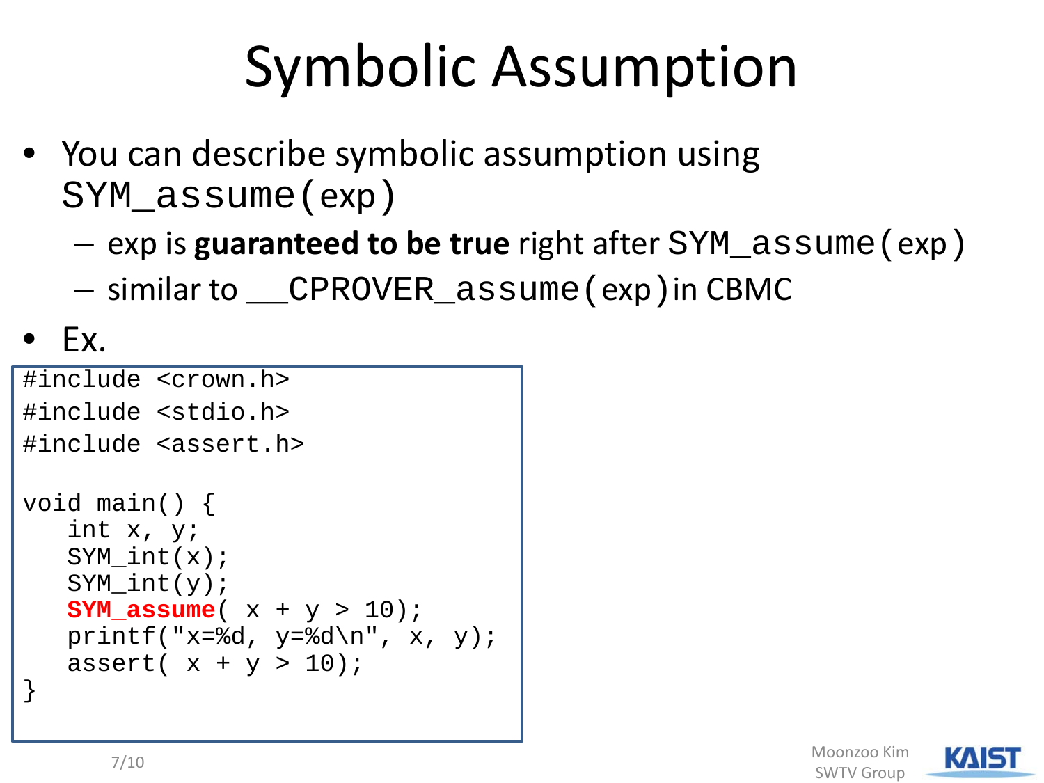# Symbolic Assumption

- You can describe symbolic assumption using `SYM_assume(exp)`
  - exp is **guaranteed to be true** right after `SYM_assume(exp)`
  - similar to `__CPROVER_assume(exp)` in CBMC
- Ex.

```
#include <crown.h>
#include <stdio.h>
#include <assert.h>

void main() {
   int x, y;
   SYM_int(x);
   SYM_int(y);
   SYM_assume( x + y > 10);
   printf("x=%d, y=%d\n", x, y);
   assert( x + y > 10);
}
```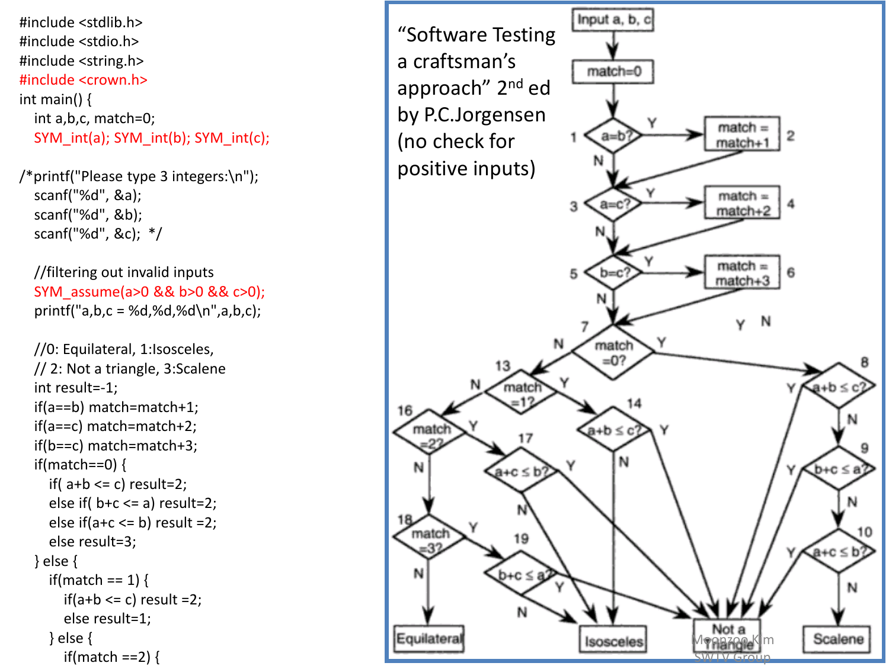```c
#include <stdlib.h>
#include <stdio.h>
#include <string.h>
#include <crown.h>
int main() {
   int a,b,c, match=0;
   SYM_int(a); SYM_int(b); SYM_int(c);

/*printf("Please type 3 integers:\n");
   scanf("%d", &a);
   scanf("%d", &b);
   scanf("%d", &c);  */

   //filtering out invalid inputs
   SYM_assume(a>0 && b>0 && c>0);
   printf("a,b,c = %d,%d,%d\n",a,b,c);

   //0: Equilateral, 1:Isosceles,
   // 2: Not a triangle, 3:Scalene
   int result=-1;
   if(a==b) match=match+1;
   if(a==c) match=match+2;
   if(b==c) match=match+3;
   if(match==0) {
      if( a+b <= c) result=2;
      else if( b+c <= a) result=2;
      else if(a+c <= b) result =2;
      else result=3;
   } else {
      if(match == 1) {
         if(a+b <= c) result =2;
         else result=1;
      } else {
         if(match ==2) {
```

"Software Testing a craftsman's approach" 2nd ed by P.C.Jorgensen (no check for positive inputs)

Moonzoo Kim
SWTV Group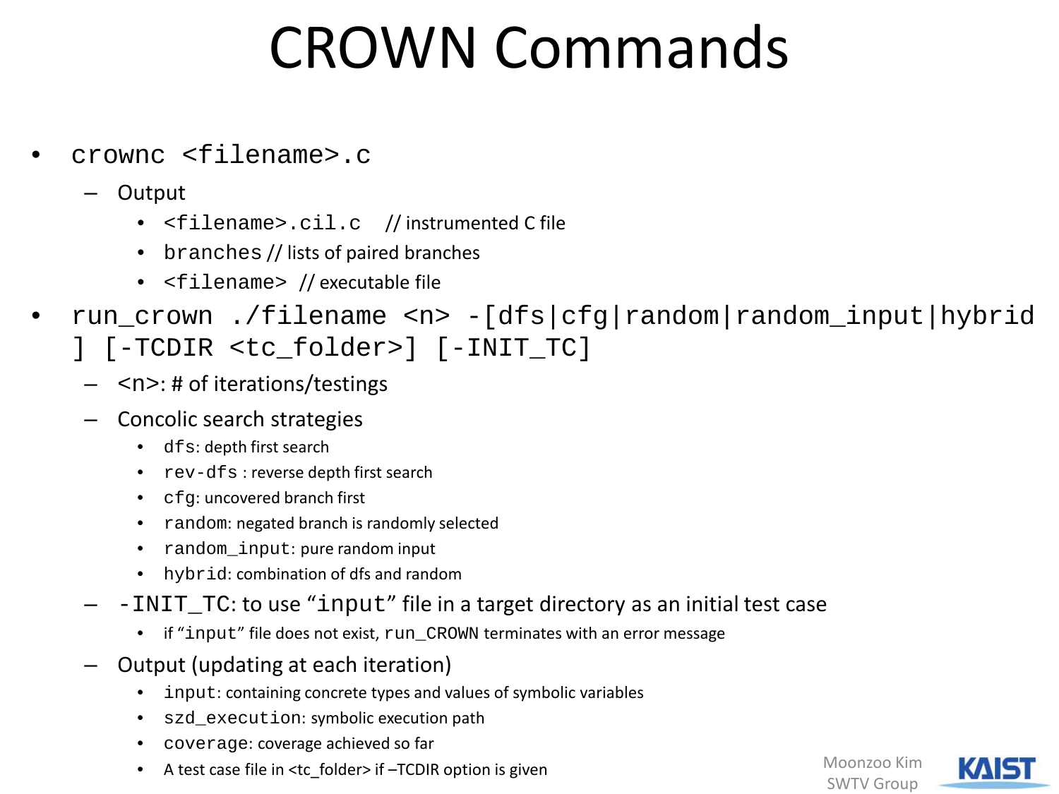# CROWN Commands

- `crownc <filename>.c`
  - Output
    - `<filename>.cil.c` // instrumented C file
    - `branches` // lists of paired branches
    - `<filename>` // executable file
- `run_crown ./filename <n> -[dfs|cfg|random|random_input|hybrid] [-TCDIR <tc_folder>] [-INIT_TC]`
  - `<n>`: # of iterations/testings
  - Concolic search strategies
    - `dfs`: depth first search
    - `rev-dfs` : reverse depth first search
    - `cfg`: uncovered branch first
    - `random`: negated branch is randomly selected
    - `random_input`: pure random input
    - `hybrid`: combination of dfs and random
  - `-INIT_TC`: to use "`input`" file in a target directory as an initial test case
    - if "`input`" file does not exist, `run_CROWN` terminates with an error message
  - Output (updating at each iteration)
    - `input`: containing concrete types and values of symbolic variables
    - `szd_execution`: symbolic execution path
    - `coverage`: coverage achieved so far
    - A test case file in <tc_folder> if –TCDIR option is given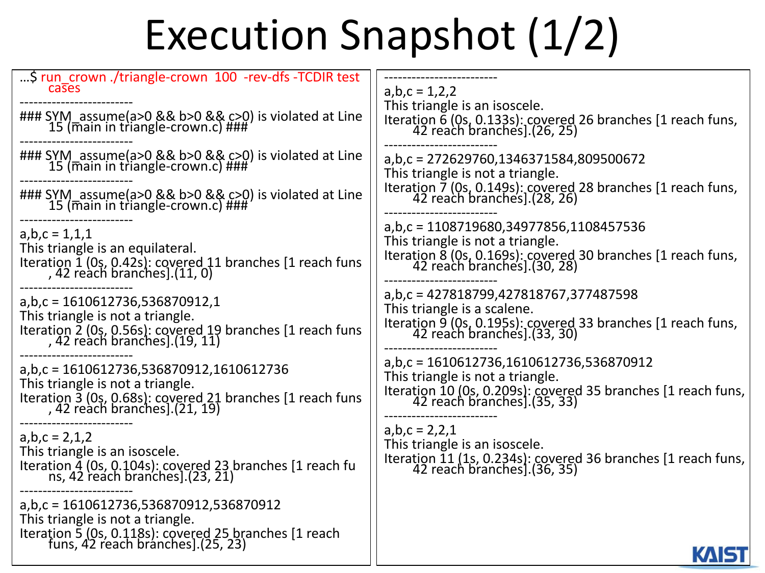# Execution Snapshot (1/2)

```
…$ run_crown ./triangle-crown 100 -rev-dfs -TCDIR testcases
-------------------------
### SYM_assume(a>0 && b>0 && c>0) is violated at Line 15 (main in triangle-crown.c) ###
-------------------------
### SYM_assume(a>0 && b>0 && c>0) is violated at Line 15 (main in triangle-crown.c) ###
-------------------------
### SYM_assume(a>0 && b>0 && c>0) is violated at Line 15 (main in triangle-crown.c) ###
-------------------------
a,b,c = 1,1,1
This triangle is an equilateral.
Iteration 1 (0s, 0.42s): covered 11 branches [1 reach funs, 42 reach branches].(11, 0)
-------------------------
a,b,c = 1610612736,536870912,1
This triangle is not a triangle.
Iteration 2 (0s, 0.56s): covered 19 branches [1 reach funs, 42 reach branches].(19, 11)
-------------------------
a,b,c = 1610612736,536870912,1610612736
This triangle is not a triangle.
Iteration 3 (0s, 0.68s): covered 21 branches [1 reach funs, 42 reach branches].(21, 19)
-------------------------
a,b,c = 2,1,2
This triangle is an isoscele.
Iteration 4 (0s, 0.104s): covered 23 branches [1 reach funs, 42 reach branches].(23, 21)
-------------------------
a,b,c = 1610612736,536870912,536870912
This triangle is not a triangle.
Iteration 5 (0s, 0.118s): covered 25 branches [1 reach funs, 42 reach branches].(25, 23)
-------------------------
a,b,c = 1,2,2
This triangle is an isoscele.
Iteration 6 (0s, 0.133s): covered 26 branches [1 reach funs, 42 reach branches].(26, 25)
-------------------------
a,b,c = 272629760,1346371584,809500672
This triangle is not a triangle.
Iteration 7 (0s, 0.149s): covered 28 branches [1 reach funs, 42 reach branches].(28, 26)
-------------------------
a,b,c = 1108719680,34977856,1108457536
This triangle is not a triangle.
Iteration 8 (0s, 0.169s): covered 30 branches [1 reach funs, 42 reach branches].(30, 28)
-------------------------
a,b,c = 427818799,427818767,377487598
This triangle is a scalene.
Iteration 9 (0s, 0.195s): covered 33 branches [1 reach funs, 42 reach branches].(33, 30)
-------------------------
a,b,c = 1610612736,1610612736,536870912
This triangle is not a triangle.
Iteration 10 (0s, 0.209s): covered 35 branches [1 reach funs, 42 reach branches].(35, 33)
-------------------------
a,b,c = 2,2,1
This triangle is an isoscele.
Iteration 11 (1s, 0.234s): covered 36 branches [1 reach funs, 42 reach branches].(36, 35)
```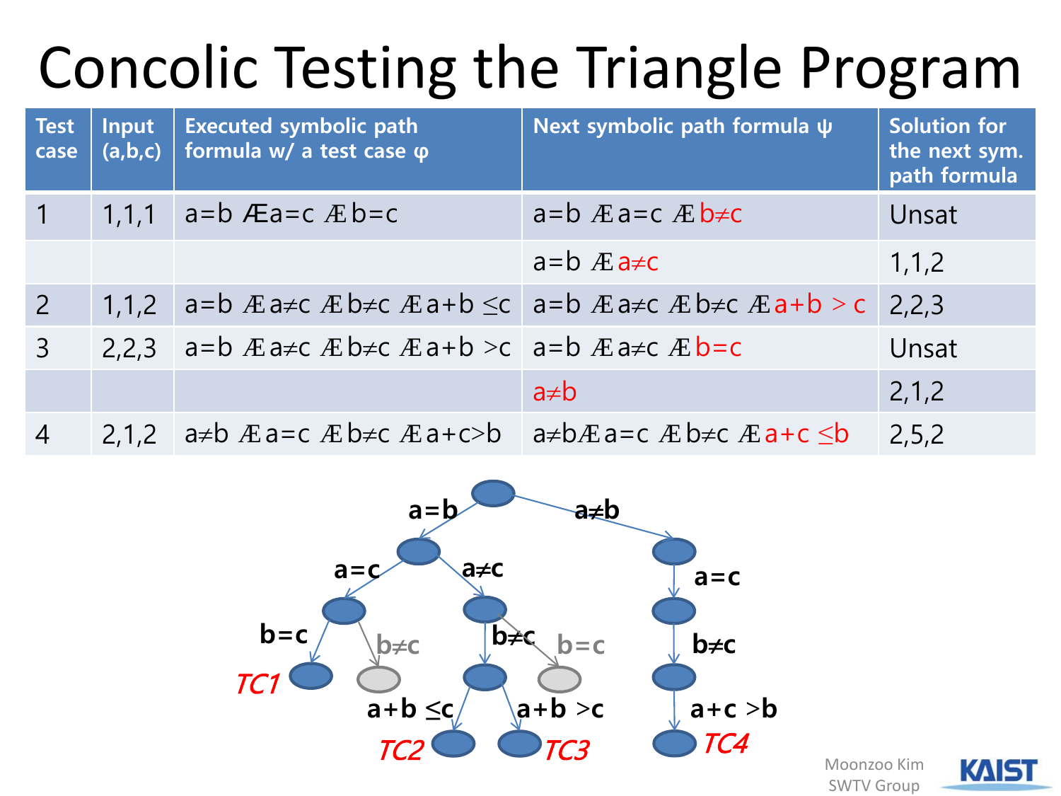# Concolic Testing the Triangle Program

| Test case | Input (a,b,c) | Executed symbolic path formula w/ a test case φ | Next symbolic path formula ψ | Solution for the next sym. path formula |
|---|---|---|---|---|
| 1 | 1,1,1 | $a=b \land a=c \land b=c$ | $a=b \land a=c \land b \neq c$ | Unsat |
| | | | $a=b \land a \neq c$ | 1,1,2 |
| 2 | 1,1,2 | $a=b \land a \neq c \land b \neq c \land a+b \leq c$ | $a=b \land a \neq c \land b \neq c \land a+b > c$ | 2,2,3 |
| 3 | 2,2,3 | $a=b \land a \neq c \land b \neq c \land a+b > c$ | $a=b \land a \neq c \land b=c$ | Unsat |
| | | | $a \neq b$ | 2,1,2 |
| 4 | 2,1,2 | $a \neq b \land a=c \land b \neq c \land a+c > b$ | $a \neq b \land a=c \land b \neq c \land a+c \leq b$ | 2,5,2 |

Path tree:

- $a=b$
  - $a=c$
    - $b=c$ → *TC1*
    - $b \neq c$ (infeasible)
  - $a \neq c$
    - $b \neq c$
      - $a+b \leq c$ → *TC2*
      - $a+b > c$ → *TC3*
    - $b=c$ (infeasible)
- $a \neq b$
  - $a=c$
    - $b \neq c$
      - $a+c > b$ → *TC4*

Moonzoo Kim
SWTV Group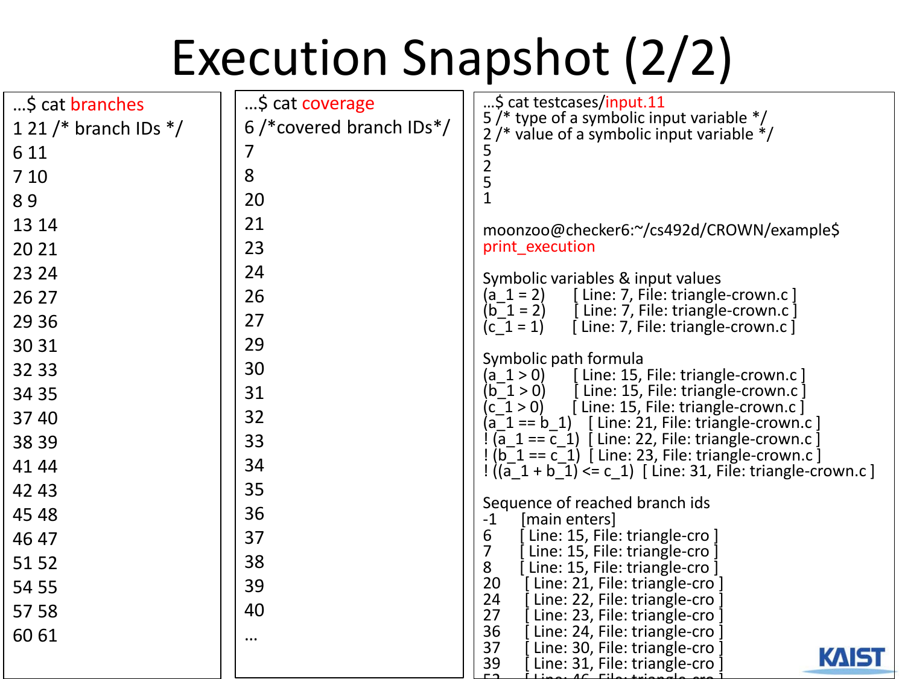# Execution Snapshot (2/2)

```
…$ cat branches
1 21 /* branch IDs */
6 11
7 10
8 9
13 14
20 21
23 24
26 27
29 36
30 31
32 33
34 35
37 40
38 39
41 44
42 43
45 48
46 47
51 52
54 55
57 58
60 61
```

```
…$ cat coverage
6 /*covered branch IDs*/
7
8
20
21
23
24
26
27
29
30
31
32
33
34
35
36
37
38
39
40
…
```

```
…$ cat testcases/input.11
5 /* type of a symbolic input variable */
2 /* value of a symbolic input variable */
5
2
5
1

moonzoo@checker6:~/cs492d/CROWN/example$
print_execution

Symbolic variables & input values
(a_1 = 2)      [ Line: 7, File: triangle-crown.c ]
(b_1 = 2)      [ Line: 7, File: triangle-crown.c ]
(c_1 = 1)      [ Line: 7, File: triangle-crown.c ]

Symbolic path formula
(a_1 > 0)      [ Line: 15, File: triangle-crown.c ]
(b_1 > 0)      [ Line: 15, File: triangle-crown.c ]
(c_1 > 0)      [ Line: 15, File: triangle-crown.c ]
(a_1 == b_1)   [ Line: 21, File: triangle-crown.c ]
! (a_1 == c_1)  [ Line: 22, File: triangle-crown.c ]
! (b_1 == c_1)  [ Line: 23, File: triangle-crown.c ]
! ((a_1 + b_1) <= c_1)  [ Line: 31, File: triangle-crown.c ]

Sequence of reached branch ids
-1     [main enters]
6      [ Line: 15, File: triangle-cro ]
7      [ Line: 15, File: triangle-cro ]
8      [ Line: 15, File: triangle-cro ]
20     [ Line: 21, File: triangle-cro ]
24     [ Line: 22, File: triangle-cro ]
27     [ Line: 23, File: triangle-cro ]
36     [ Line: 24, File: triangle-cro ]
37     [ Line: 30, File: triangle-cro ]
39     [ Line: 31, File: triangle-cro ]
53     [ Line: 46, File: triangle-cro
```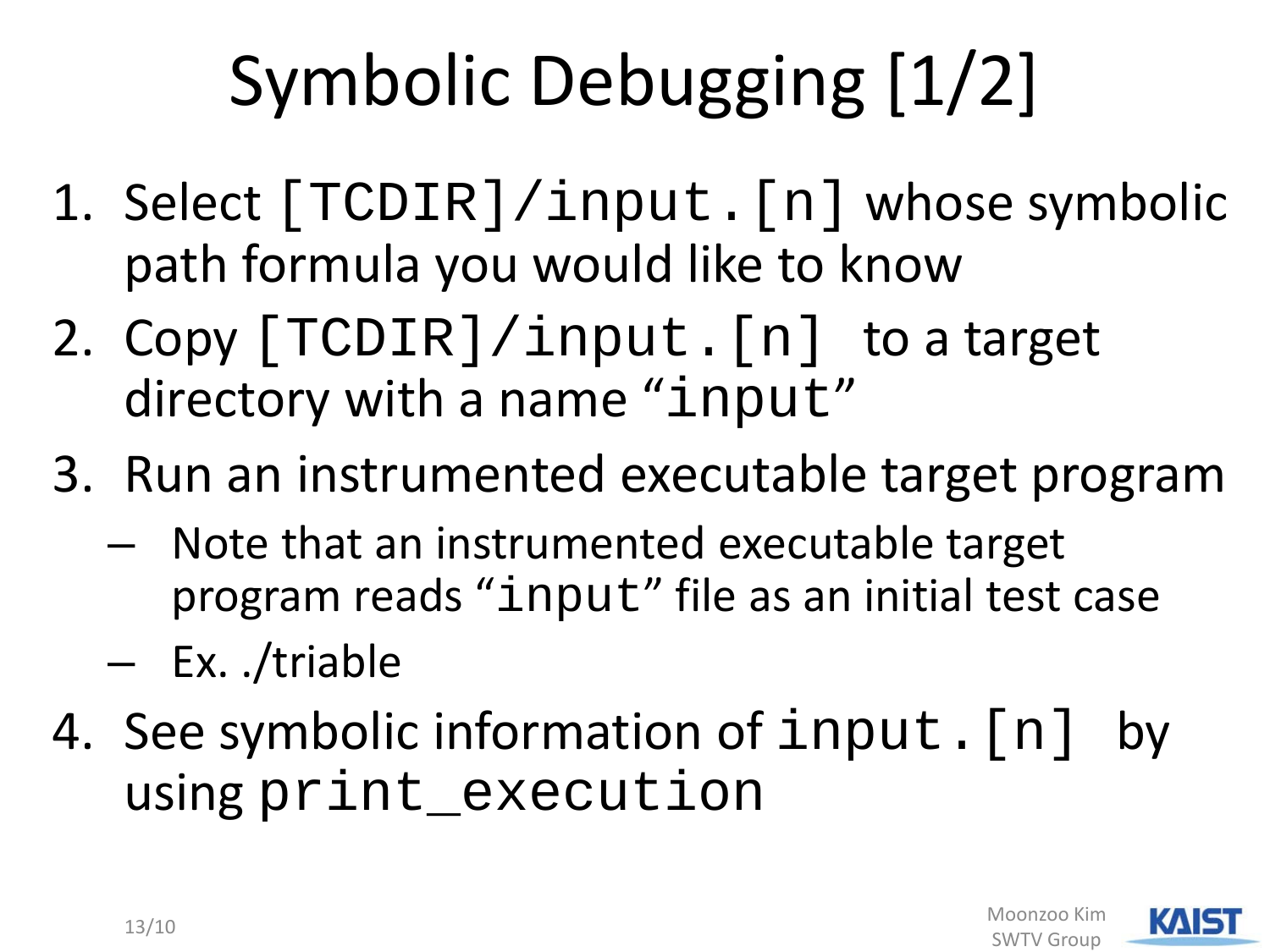# Symbolic Debugging [1/2]

1. Select `[TCDIR]/input.[n]` whose symbolic path formula you would like to know
2. Copy `[TCDIR]/input.[n]` to a target directory with a name "`input`"
3. Run an instrumented executable target program
   - Note that an instrumented executable target program reads "`input`" file as an initial test case
   - Ex. ./triable
4. See symbolic information of `input.[n]` by using `print_execution`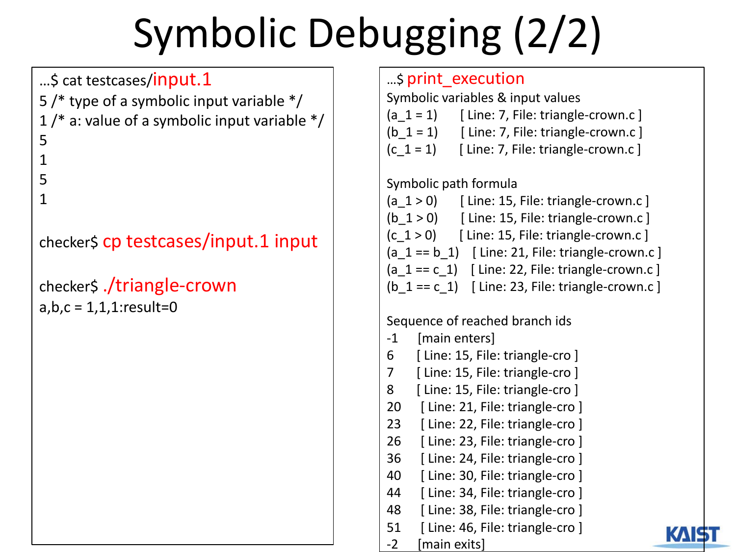# Symbolic Debugging (2/2)

```
…$ cat testcases/input.1
5 /* type of a symbolic input variable */
1 /* a: value of a symbolic input variable */
5
1
5
1

checker$ cp testcases/input.1 input

checker$ ./triangle-crown
a,b,c = 1,1,1:result=0
```

```
…$ print_execution
Symbolic variables & input values
(a_1 = 1)      [ Line: 7, File: triangle-crown.c ]
(b_1 = 1)      [ Line: 7, File: triangle-crown.c ]
(c_1 = 1)      [ Line: 7, File: triangle-crown.c ]

Symbolic path formula
(a_1 > 0)      [ Line: 15, File: triangle-crown.c ]
(b_1 > 0)      [ Line: 15, File: triangle-crown.c ]
(c_1 > 0)      [ Line: 15, File: triangle-crown.c ]
(a_1 == b_1)   [ Line: 21, File: triangle-crown.c ]
(a_1 == c_1)   [ Line: 22, File: triangle-crown.c ]
(b_1 == c_1)   [ Line: 23, File: triangle-crown.c ]

Sequence of reached branch ids
-1     [main enters]
6      [ Line: 15, File: triangle-cro ]
7      [ Line: 15, File: triangle-cro ]
8      [ Line: 15, File: triangle-cro ]
20     [ Line: 21, File: triangle-cro ]
23     [ Line: 22, File: triangle-cro ]
26     [ Line: 23, File: triangle-cro ]
36     [ Line: 24, File: triangle-cro ]
40     [ Line: 30, File: triangle-cro ]
44     [ Line: 34, File: triangle-cro ]
48     [ Line: 38, File: triangle-cro ]
51     [ Line: 46, File: triangle-cro ]
-2     [main exits]
```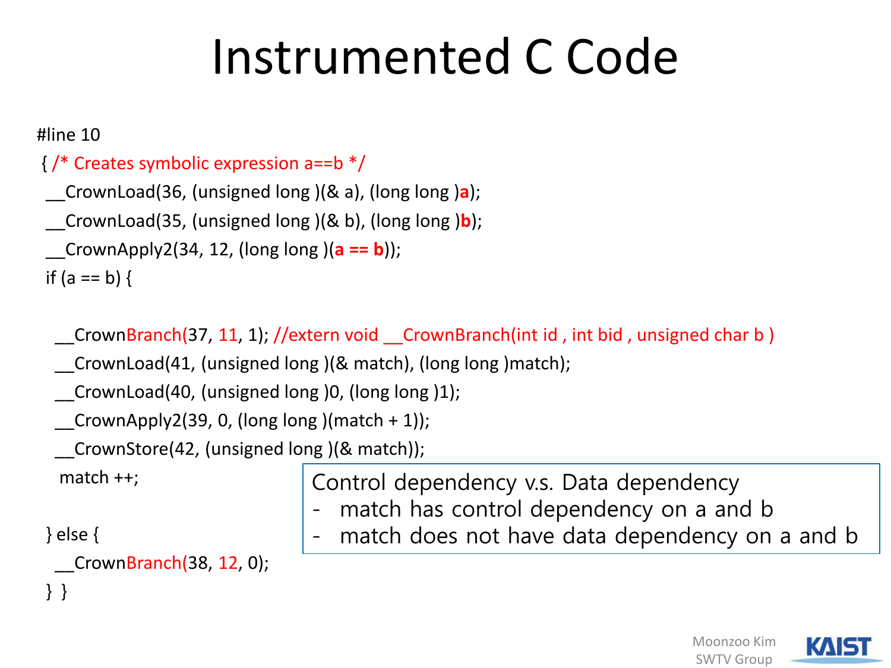# Instrumented C Code

```
#line 10
{ /* Creates symbolic expression a==b */
 __CrownLoad(36, (unsigned long )(& a), (long long )a);
 __CrownLoad(35, (unsigned long )(& b), (long long )b);
 __CrownApply2(34, 12, (long long )(a == b));
 if (a == b) {

   __CrownBranch(37, 11, 1); //extern void __CrownBranch(int id , int bid , unsigned char b )
   __CrownLoad(41, (unsigned long )(& match), (long long )match);
   __CrownLoad(40, (unsigned long )0, (long long )1);
   __CrownApply2(39, 0, (long long )(match + 1));
   __CrownStore(42, (unsigned long )(& match));
    match ++;

 } else {
   __CrownBranch(38, 12, 0);
 } }
```

Control dependency v.s. Data dependency

- match has control dependency on a and b
- match does not have data dependency on a and b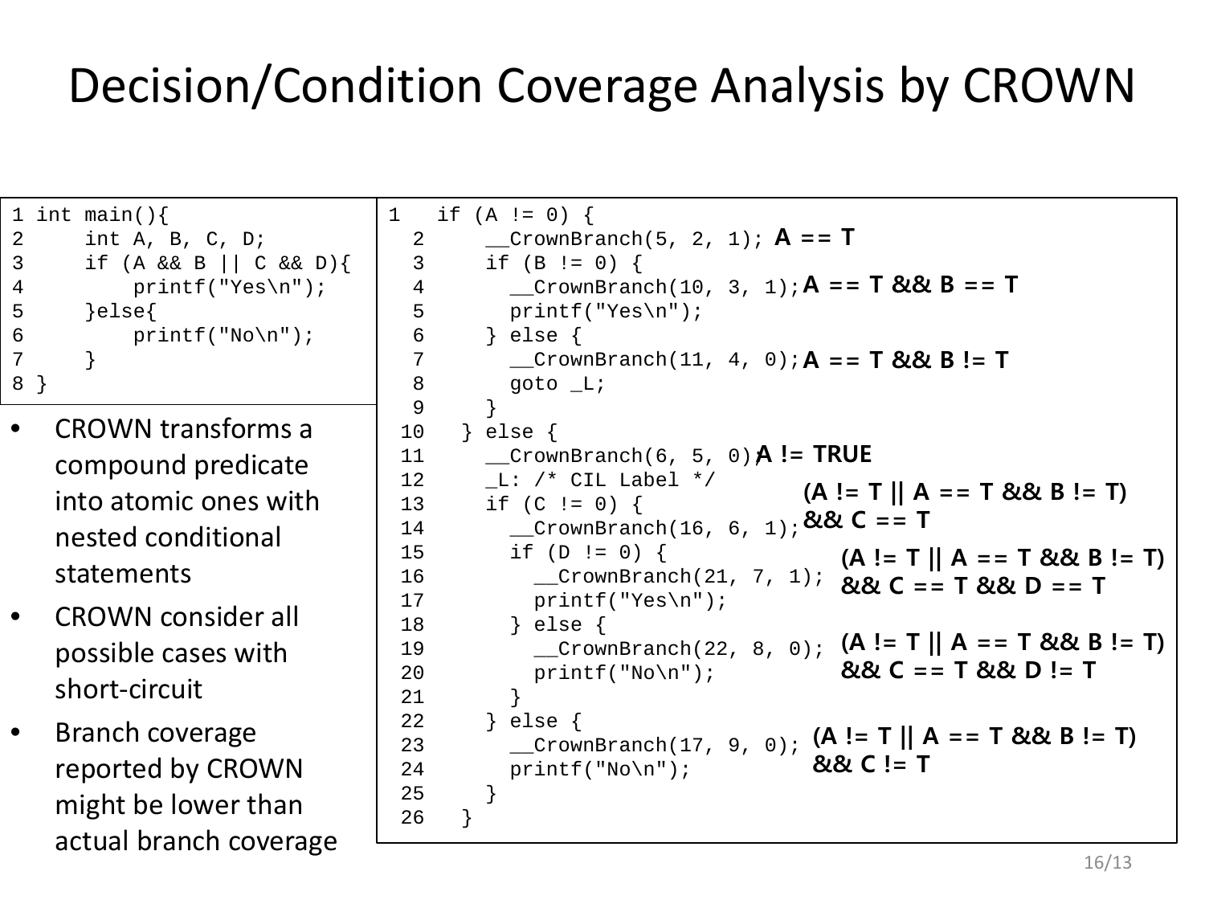# Decision/Condition Coverage Analysis by CROWN

```
1 int main(){
2     int A, B, C, D;
3     if (A && B || C && D){
4         printf("Yes\n");
5     }else{
6         printf("No\n");
7     }
8 }
```

- CROWN transforms a compound predicate into atomic ones with nested conditional statements
- CROWN consider all possible cases with short-circuit
- Branch coverage reported by CROWN might be lower than actual branch coverage

```
1   if (A != 0) {
2     __CrownBranch(5, 2, 1);        A == T
3     if (B != 0) {
4       __CrownBranch(10, 3, 1);     A == T && B == T
5       printf("Yes\n");
6     } else {
7       __CrownBranch(11, 4, 0);     A == T && B != T
8       goto _L;
9     }
10  } else {
11    __CrownBranch(6, 5, 0);        A != TRUE
12    _L: /* CIL Label */
13    if (C != 0) {                  (A != T || A == T && B != T)
14      __CrownBranch(16, 6, 1);     && C == T
15      if (D != 0) {
16        __CrownBranch(21, 7, 1);   (A != T || A == T && B != T) && C == T && D == T
17        printf("Yes\n");
18      } else {
19        __CrownBranch(22, 8, 0);   (A != T || A == T && B != T) && C == T && D != T
20        printf("No\n");
21      }
22    } else {
23      __CrownBranch(17, 9, 0);     (A != T || A == T && B != T) && C != T
24      printf("No\n");
25    }
26  }
```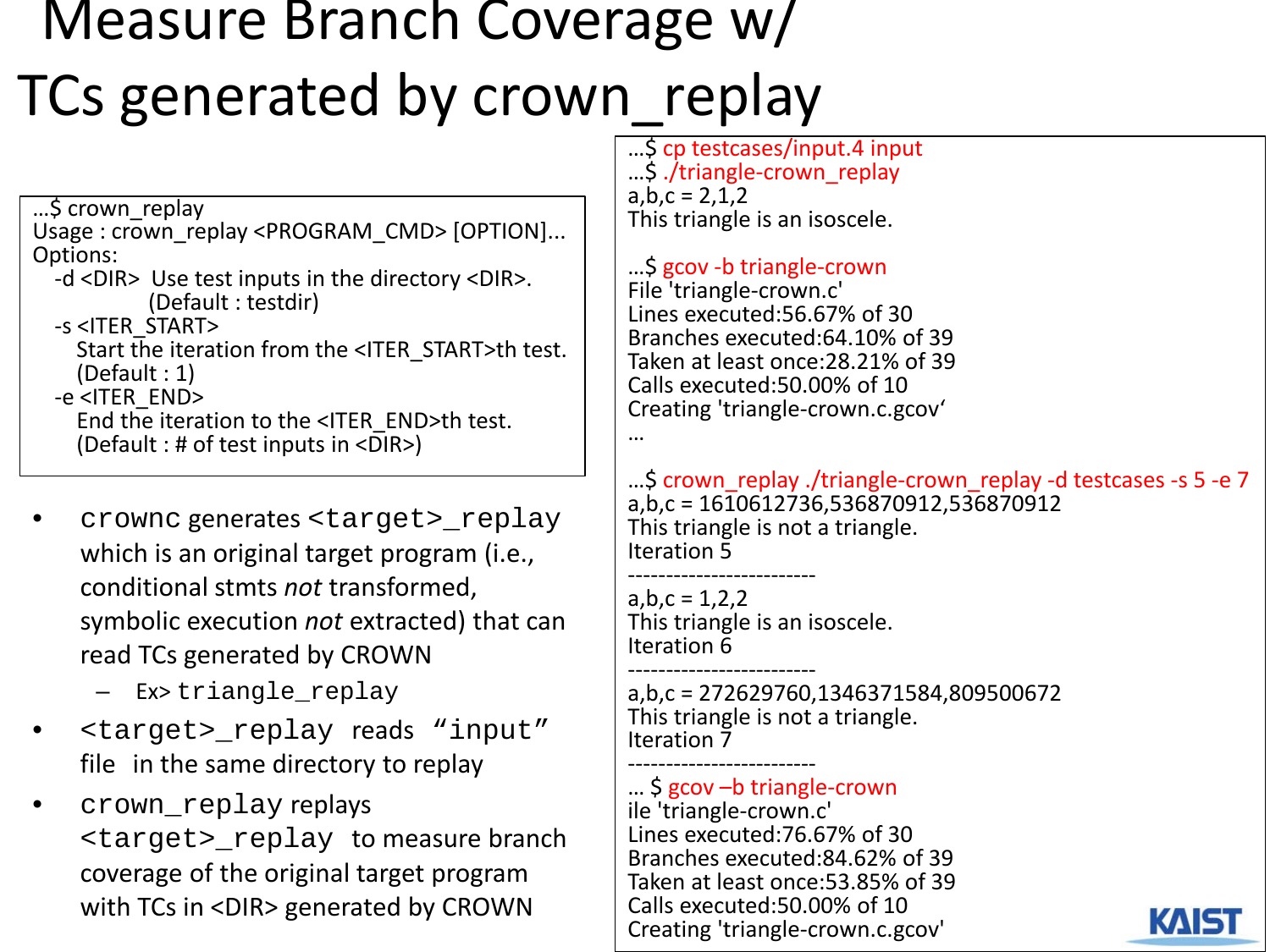# Measure Branch Coverage w/ TCs generated by crown_replay

```
...$ crown_replay
Usage : crown_replay <PROGRAM_CMD> [OPTION]...
Options:
   -d <DIR>  Use test inputs in the directory <DIR>.
             (Default : testdir)
   -s <ITER_START>
      Start the iteration from the <ITER_START>th test.
      (Default : 1)
   -e <ITER_END>
      End the iteration to the <ITER_END>th test.
      (Default : # of test inputs in <DIR>)
```

- `crownc` generates `<target>_replay` which is an original target program (i.e., conditional stmts *not* transformed, symbolic execution *not* extracted) that can read TCs generated by CROWN
  - Ex> `triangle_replay`
- `<target>_replay` reads `"input"` file in the same directory to replay
- `crown_replay` replays `<target>_replay` to measure branch coverage of the original target program with TCs in <DIR> generated by CROWN

```
...$ cp testcases/input.4 input
...$ ./triangle-crown_replay
a,b,c = 2,1,2
This triangle is an isoscele.

...$ gcov -b triangle-crown
File 'triangle-crown.c'
Lines executed:56.67% of 30
Branches executed:64.10% of 39
Taken at least once:28.21% of 39
Calls executed:50.00% of 10
Creating 'triangle-crown.c.gcov'
...

...$ crown_replay ./triangle-crown_replay -d testcases -s 5 -e 7
a,b,c = 1610612736,536870912,536870912
This triangle is not a triangle.
Iteration 5
-------------------------
a,b,c = 1,2,2
This triangle is an isoscele.
Iteration 6
-------------------------
a,b,c = 272629760,1346371584,809500672
This triangle is not a triangle.
Iteration 7
-------------------------
... $ gcov –b triangle-crown
ile 'triangle-crown.c'
Lines executed:76.67% of 30
Branches executed:84.62% of 39
Taken at least once:53.85% of 39
Calls executed:50.00% of 10
Creating 'triangle-crown.c.gcov'
```